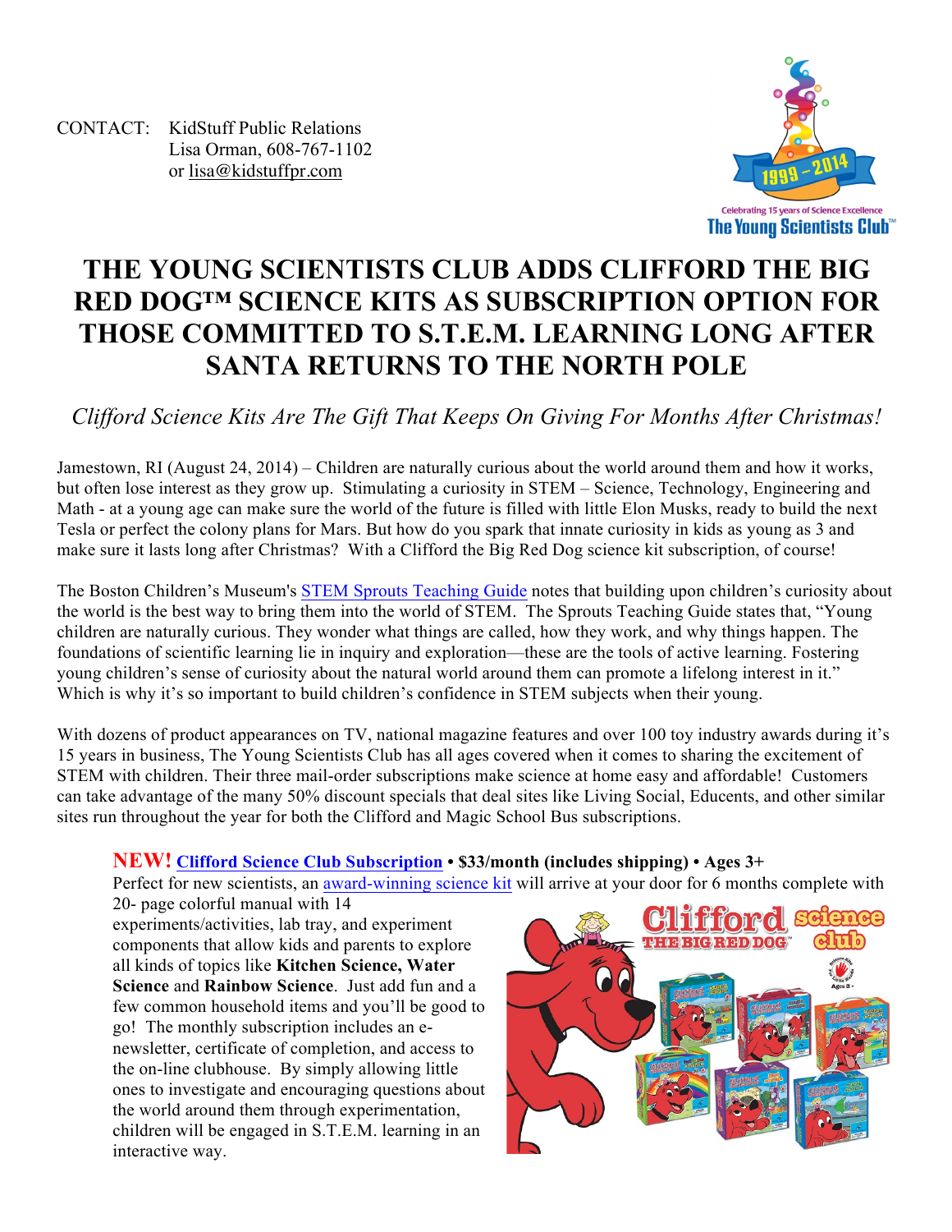CONTACT: KidStuff Public Relations
Lisa Orman, 608-767-1102
or lisa@kidstuffpr.com

# THE YOUNG SCIENTISTS CLUB ADDS CLIFFORD THE BIG RED DOG™ SCIENCE KITS AS SUBSCRIPTION OPTION FOR THOSE COMMITTED TO S.T.E.M. LEARNING LONG AFTER SANTA RETURNS TO THE NORTH POLE

*Clifford Science Kits Are The Gift That Keeps On Giving For Months After Christmas!*

Jamestown, RI (August 24, 2014) – Children are naturally curious about the world around them and how it works, but often lose interest as they grow up. Stimulating a curiosity in STEM – Science, Technology, Engineering and Math - at a young age can make sure the world of the future is filled with little Elon Musks, ready to build the next Tesla or perfect the colony plans for Mars. But how do you spark that innate curiosity in kids as young as 3 and make sure it lasts long after Christmas? With a Clifford the Big Red Dog science kit subscription, of course!

The Boston Children's Museum's STEM Sprouts Teaching Guide notes that building upon children's curiosity about the world is the best way to bring them into the world of STEM. The Sprouts Teaching Guide states that, "Young children are naturally curious. They wonder what things are called, how they work, and why things happen. The foundations of scientific learning lie in inquiry and exploration—these are the tools of active learning. Fostering young children's sense of curiosity about the natural world around them can promote a lifelong interest in it." Which is why it's so important to build children's confidence in STEM subjects when their young.

With dozens of product appearances on TV, national magazine features and over 100 toy industry awards during it's 15 years in business, The Young Scientists Club has all ages covered when it comes to sharing the excitement of STEM with children. Their three mail-order subscriptions make science at home easy and affordable! Customers can take advantage of the many 50% discount specials that deal sites like Living Social, Educents, and other similar sites run throughout the year for both the Clifford and Magic School Bus subscriptions.

**NEW! Clifford Science Club Subscription • $33/month (includes shipping) • Ages 3+**
Perfect for new scientists, an award-winning science kit will arrive at your door for 6 months complete with 20- page colorful manual with 14 experiments/activities, lab tray, and experiment components that allow kids and parents to explore all kinds of topics like **Kitchen Science, Water Science** and **Rainbow Science**. Just add fun and a few common household items and you'll be good to go! The monthly subscription includes an e-newsletter, certificate of completion, and access to the on-line clubhouse. By simply allowing little ones to investigate and encouraging questions about the world around them through experimentation, children will be engaged in S.T.E.M. learning in an interactive way.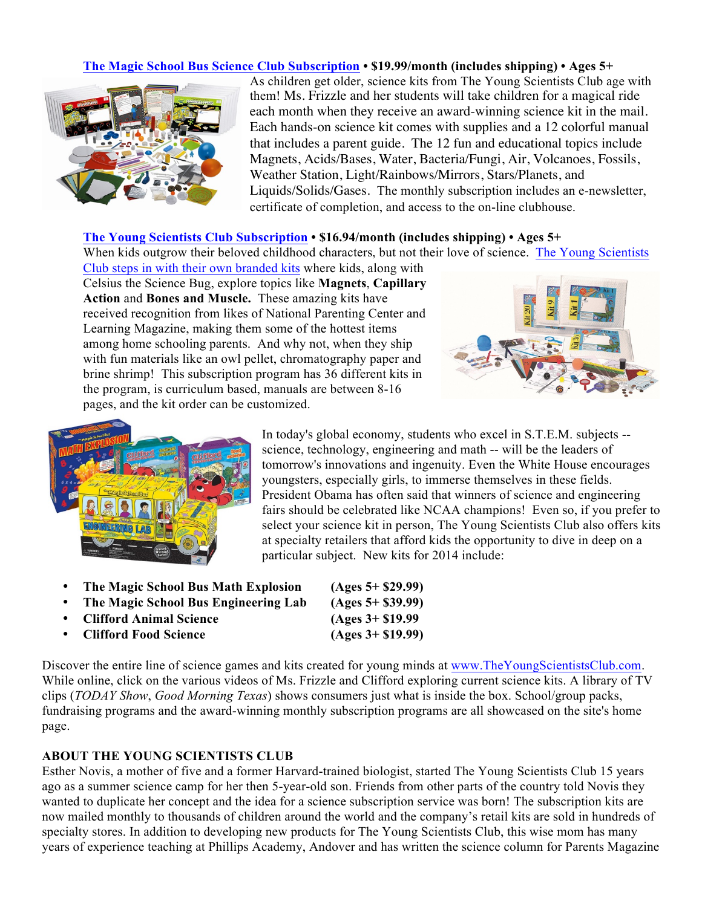**The Magic School Bus Science Club Subscription • $19.99/month (includes shipping) • Ages 5+**

As children get older, science kits from The Young Scientists Club age with them! Ms. Frizzle and her students will take children for a magical ride each month when they receive an award-winning science kit in the mail. Each hands-on science kit comes with supplies and a 12 colorful manual that includes a parent guide. The 12 fun and educational topics include Magnets, Acids/Bases, Water, Bacteria/Fungi, Air, Volcanoes, Fossils, Weather Station, Light/Rainbows/Mirrors, Stars/Planets, and Liquids/Solids/Gases. The monthly subscription includes an e-newsletter, certificate of completion, and access to the on-line clubhouse.

**The Young Scientists Club Subscription • $16.94/month (includes shipping) • Ages 5+**

When kids outgrow their beloved childhood characters, but not their love of science. The Young Scientists Club steps in with their own branded kits where kids, along with Celsius the Science Bug, explore topics like **Magnets**, **Capillary Action** and **Bones and Muscle.** These amazing kits have received recognition from likes of National Parenting Center and Learning Magazine, making them some of the hottest items among home schooling parents. And why not, when they ship with fun materials like an owl pellet, chromatography paper and brine shrimp! This subscription program has 36 different kits in the program, is curriculum based, manuals are between 8-16 pages, and the kit order can be customized.

In today's global economy, students who excel in S.T.E.M. subjects -- science, technology, engineering and math -- will be the leaders of tomorrow's innovations and ingenuity. Even the White House encourages youngsters, especially girls, to immerse themselves in these fields. President Obama has often said that winners of science and engineering fairs should be celebrated like NCAA champions! Even so, if you prefer to select your science kit in person, The Young Scientists Club also offers kits at specialty retailers that afford kids the opportunity to dive in deep on a particular subject. New kits for 2014 include:

- **The Magic School Bus Math Explosion** **(Ages 5+ $29.99)**
- **The Magic School Bus Engineering Lab** **(Ages 5+ $39.99)**
- **Clifford Animal Science** **(Ages 3+ $19.99**
- **Clifford Food Science** **(Ages 3+ $19.99)**

Discover the entire line of science games and kits created for young minds at www.TheYoungScientistsClub.com. While online, click on the various videos of Ms. Frizzle and Clifford exploring current science kits. A library of TV clips (*TODAY Show*, *Good Morning Texas*) shows consumers just what is inside the box. School/group packs, fundraising programs and the award-winning monthly subscription programs are all showcased on the site's home page.

**ABOUT THE YOUNG SCIENTISTS CLUB**

Esther Novis, a mother of five and a former Harvard-trained biologist, started The Young Scientists Club 15 years ago as a summer science camp for her then 5-year-old son. Friends from other parts of the country told Novis they wanted to duplicate her concept and the idea for a science subscription service was born! The subscription kits are now mailed monthly to thousands of children around the world and the company's retail kits are sold in hundreds of specialty stores. In addition to developing new products for The Young Scientists Club, this wise mom has many years of experience teaching at Phillips Academy, Andover and has written the science column for Parents Magazine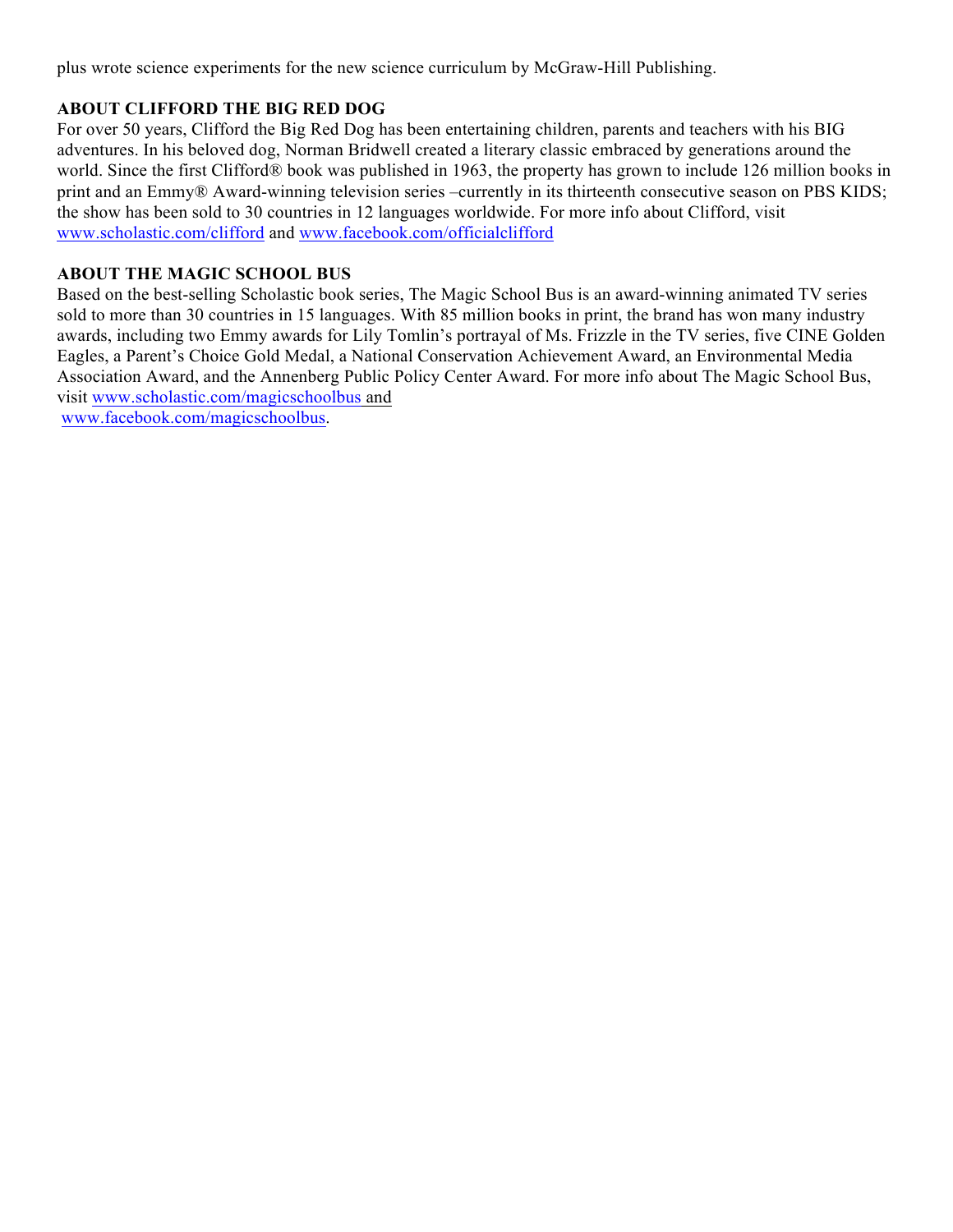plus wrote science experiments for the new science curriculum by McGraw-Hill Publishing.

**ABOUT CLIFFORD THE BIG RED DOG**

For over 50 years, Clifford the Big Red Dog has been entertaining children, parents and teachers with his BIG adventures. In his beloved dog, Norman Bridwell created a literary classic embraced by generations around the world. Since the first Clifford® book was published in 1963, the property has grown to include 126 million books in print and an Emmy® Award-winning television series –currently in its thirteenth consecutive season on PBS KIDS; the show has been sold to 30 countries in 12 languages worldwide. For more info about Clifford, visit www.scholastic.com/clifford and www.facebook.com/officialclifford

**ABOUT THE MAGIC SCHOOL BUS**

Based on the best-selling Scholastic book series, The Magic School Bus is an award-winning animated TV series sold to more than 30 countries in 15 languages. With 85 million books in print, the brand has won many industry awards, including two Emmy awards for Lily Tomlin's portrayal of Ms. Frizzle in the TV series, five CINE Golden Eagles, a Parent's Choice Gold Medal, a National Conservation Achievement Award, an Environmental Media Association Award, and the Annenberg Public Policy Center Award. For more info about The Magic School Bus, visit www.scholastic.com/magicschoolbus and www.facebook.com/magicschoolbus.